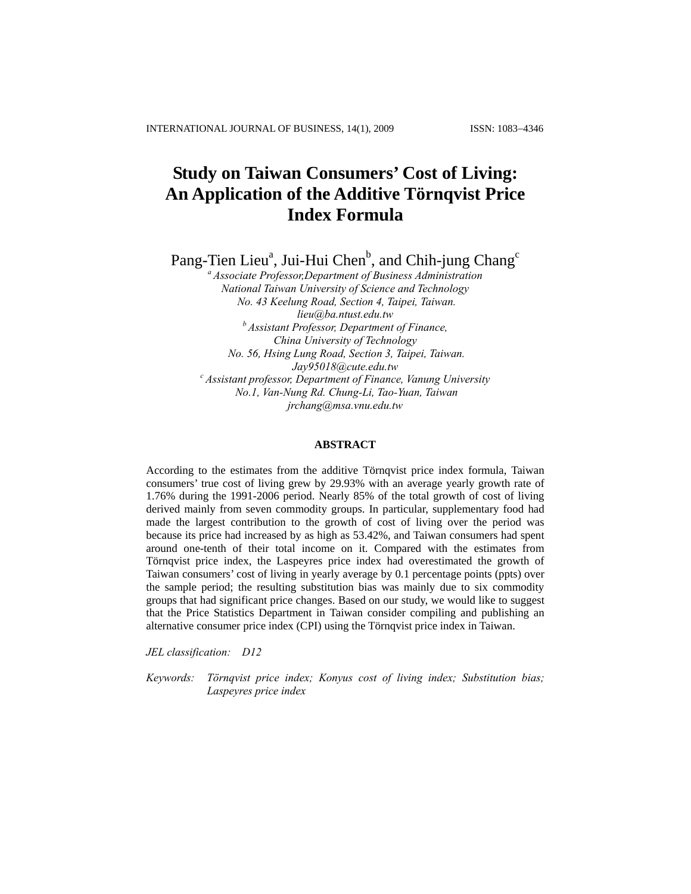# Study on Taiwan Consumers' Cost of Living: An Application of the Additive Törnqvist Price Index Formula

Pang-Tien Lieu[a], Jui-Hui Chen[b], and Chih-jung Chang[c]

[a] *Associate Professor,Department of Business Administration*
*National Taiwan University of Science and Technology*
*No. 43 Keelung Road, Section 4, Taipei, Taiwan.*
*lieu@ba.ntust.edu.tw*

[b] *Assistant Professor, Department of Finance,*
*China University of Technology*
*No. 56, Hsing Lung Road, Section 3, Taipei, Taiwan.*
*Jay95018@cute.edu.tw*

[c] *Assistant professor, Department of Finance, Vanung University*
*No.1, Van-Nung Rd. Chung-Li, Tao-Yuan, Taiwan*
*jrchang@msa.vnu.edu.tw*

## ABSTRACT

According to the estimates from the additive Törnqvist price index formula, Taiwan consumers' true cost of living grew by 29.93% with an average yearly growth rate of 1.76% during the 1991-2006 period. Nearly 85% of the total growth of cost of living derived mainly from seven commodity groups. In particular, supplementary food had made the largest contribution to the growth of cost of living over the period was because its price had increased by as high as 53.42%, and Taiwan consumers had spent around one-tenth of their total income on it. Compared with the estimates from Törnqvist price index, the Laspeyres price index had overestimated the growth of Taiwan consumers' cost of living in yearly average by 0.1 percentage points (ppts) over the sample period; the resulting substitution bias was mainly due to six commodity groups that had significant price changes. Based on our study, we would like to suggest that the Price Statistics Department in Taiwan consider compiling and publishing an alternative consumer price index (CPI) using the Törnqvist price index in Taiwan.

*JEL classification:* D12

*Keywords:* *Törnqvist price index; Konyus cost of living index; Substitution bias; Laspeyres price index*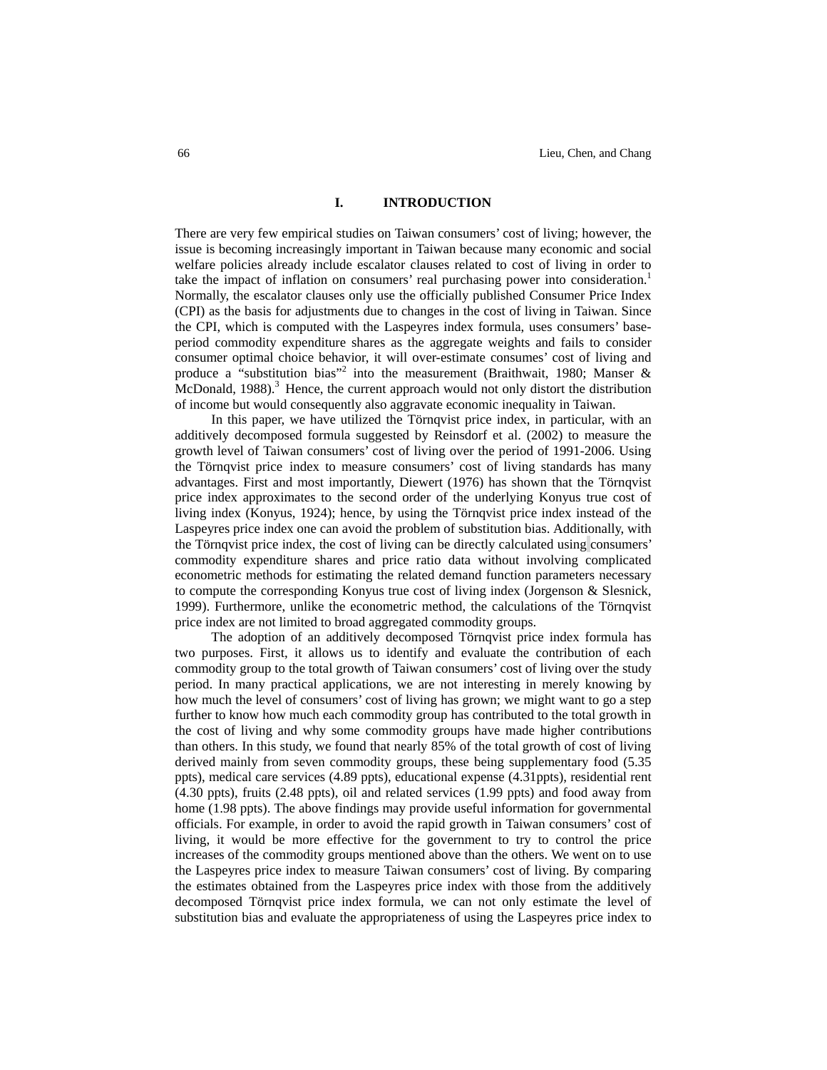## I. INTRODUCTION

There are very few empirical studies on Taiwan consumers' cost of living; however, the issue is becoming increasingly important in Taiwan because many economic and social welfare policies already include escalator clauses related to cost of living in order to take the impact of inflation on consumers' real purchasing power into consideration.[1] Normally, the escalator clauses only use the officially published Consumer Price Index (CPI) as the basis for adjustments due to changes in the cost of living in Taiwan. Since the CPI, which is computed with the Laspeyres index formula, uses consumers' base-period commodity expenditure shares as the aggregate weights and fails to consider consumer optimal choice behavior, it will over-estimate consumes' cost of living and produce a "substitution bias"[2] into the measurement (Braithwait, 1980; Manser & McDonald, 1988).[3] Hence, the current approach would not only distort the distribution of income but would consequently also aggravate economic inequality in Taiwan.

In this paper, we have utilized the Törnqvist price index, in particular, with an additively decomposed formula suggested by Reinsdorf et al. (2002) to measure the growth level of Taiwan consumers' cost of living over the period of 1991-2006. Using the Törnqvist price index to measure consumers' cost of living standards has many advantages. First and most importantly, Diewert (1976) has shown that the Törnqvist price index approximates to the second order of the underlying Konyus true cost of living index (Konyus, 1924); hence, by using the Törnqvist price index instead of the Laspeyres price index one can avoid the problem of substitution bias. Additionally, with the Törnqvist price index, the cost of living can be directly calculated using consumers' commodity expenditure shares and price ratio data without involving complicated econometric methods for estimating the related demand function parameters necessary to compute the corresponding Konyus true cost of living index (Jorgenson & Slesnick, 1999). Furthermore, unlike the econometric method, the calculations of the Törnqvist price index are not limited to broad aggregated commodity groups.

The adoption of an additively decomposed Törnqvist price index formula has two purposes. First, it allows us to identify and evaluate the contribution of each commodity group to the total growth of Taiwan consumers' cost of living over the study period. In many practical applications, we are not interesting in merely knowing by how much the level of consumers' cost of living has grown; we might want to go a step further to know how much each commodity group has contributed to the total growth in the cost of living and why some commodity groups have made higher contributions than others. In this study, we found that nearly 85% of the total growth of cost of living derived mainly from seven commodity groups, these being supplementary food (5.35 ppts), medical care services (4.89 ppts), educational expense (4.31ppts), residential rent (4.30 ppts), fruits (2.48 ppts), oil and related services (1.99 ppts) and food away from home (1.98 ppts). The above findings may provide useful information for governmental officials. For example, in order to avoid the rapid growth in Taiwan consumers' cost of living, it would be more effective for the government to try to control the price increases of the commodity groups mentioned above than the others. We went on to use the Laspeyres price index to measure Taiwan consumers' cost of living. By comparing the estimates obtained from the Laspeyres price index with those from the additively decomposed Törnqvist price index formula, we can not only estimate the level of substitution bias and evaluate the appropriateness of using the Laspeyres price index to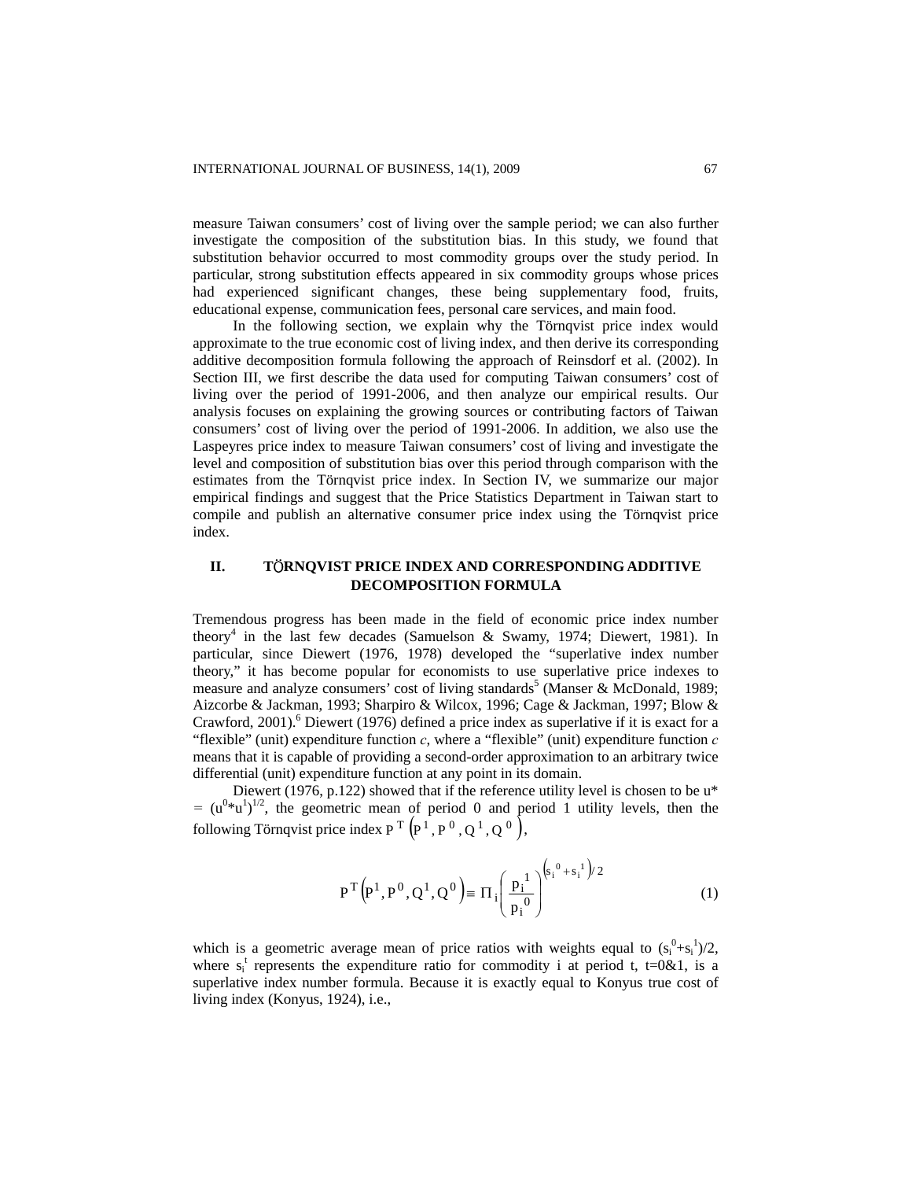measure Taiwan consumers' cost of living over the sample period; we can also further investigate the composition of the substitution bias. In this study, we found that substitution behavior occurred to most commodity groups over the study period. In particular, strong substitution effects appeared in six commodity groups whose prices had experienced significant changes, these being supplementary food, fruits, educational expense, communication fees, personal care services, and main food.

In the following section, we explain why the Törnqvist price index would approximate to the true economic cost of living index, and then derive its corresponding additive decomposition formula following the approach of Reinsdorf et al. (2002). In Section III, we first describe the data used for computing Taiwan consumers' cost of living over the period of 1991-2006, and then analyze our empirical results. Our analysis focuses on explaining the growing sources or contributing factors of Taiwan consumers' cost of living over the period of 1991-2006. In addition, we also use the Laspeyres price index to measure Taiwan consumers' cost of living and investigate the level and composition of substitution bias over this period through comparison with the estimates from the Törnqvist price index. In Section IV, we summarize our major empirical findings and suggest that the Price Statistics Department in Taiwan start to compile and publish an alternative consumer price index using the Törnqvist price index.

## II. TÖRNQVIST PRICE INDEX AND CORRESPONDING ADDITIVE DECOMPOSITION FORMULA

Tremendous progress has been made in the field of economic price index number theory[4] in the last few decades (Samuelson & Swamy, 1974; Diewert, 1981). In particular, since Diewert (1976, 1978) developed the "superlative index number theory," it has become popular for economists to use superlative price indexes to measure and analyze consumers' cost of living standards[5] (Manser & McDonald, 1989; Aizcorbe & Jackman, 1993; Sharpiro & Wilcox, 1996; Cage & Jackman, 1997; Blow & Crawford, 2001).[6] Diewert (1976) defined a price index as superlative if it is exact for a "flexible" (unit) expenditure function $c$, where a "flexible" (unit) expenditure function $c$ means that it is capable of providing a second-order approximation to an arbitrary twice differential (unit) expenditure function at any point in its domain.

Diewert (1976, p.122) showed that if the reference utility level is chosen to be $u^* = (u^0 * u^1)^{1/2}$, the geometric mean of period 0 and period 1 utility levels, then the following Törnqvist price index $P^T\left(P^1, P^0, Q^1, Q^0\right)$,

$$P^T\left(P^1, P^0, Q^1, Q^0\right) \equiv \Pi_i \left( \frac{p_i^1}{p_i^0} \right)^{\left(s_i^0 + s_i^1\right)/2} \tag{1}$$

which is a geometric average mean of price ratios with weights equal to $(s_i^0+s_i^1)/2$, where $s_i^t$ represents the expenditure ratio for commodity i at period t, t=0&1, is a superlative index number formula. Because it is exactly equal to Konyus true cost of living index (Konyus, 1924), i.e.,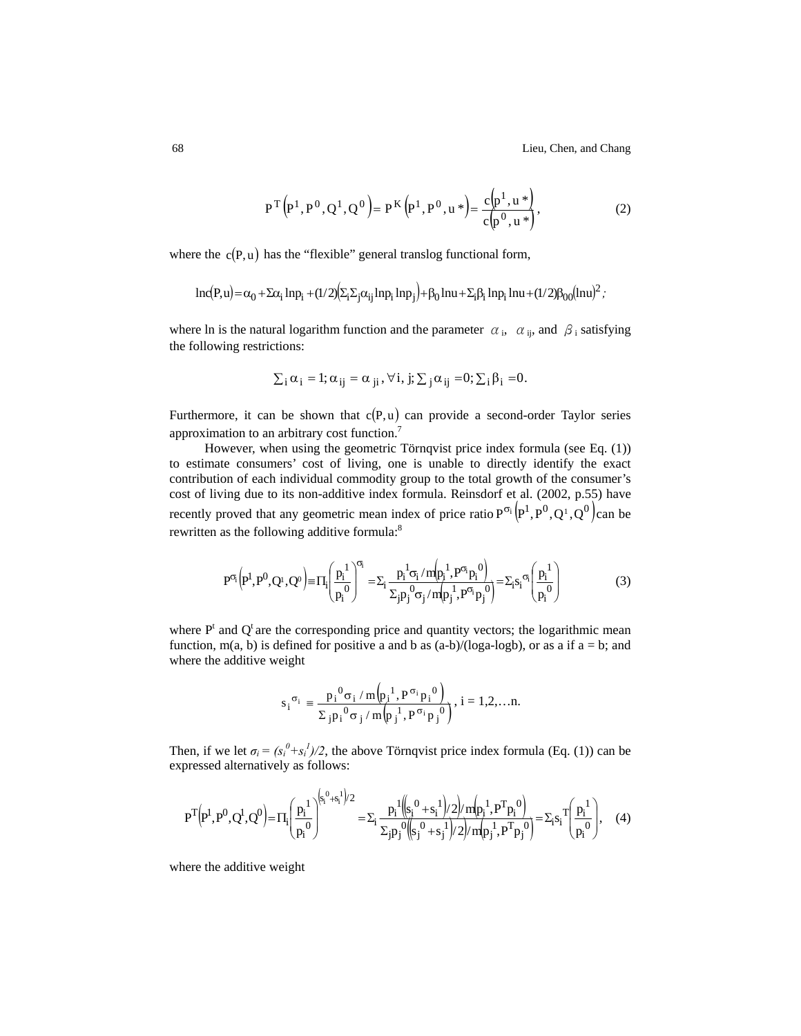$$P^T\left(P^1, P^0, Q^1, Q^0\right) = P^K\left(P^1, P^0, u*\right) = \frac{c\left(p^1, u*\right)}{c\left(p^0, u*\right)}, \tag{2}$$

where the $c(P,u)$ has the "flexible" general translog functional form,

$$\ln c(P,u) = \alpha_0 + \Sigma\alpha_i \ln p_i + (1/2)\left(\Sigma_i\Sigma_j\alpha_{ij}\ln p_i \ln p_j\right) + \beta_0 \ln u + \Sigma_i\beta_i \ln p_i \ln u + (1/2)\beta_{00}(\ln u)^2;$$

where ln is the natural logarithm function and the parameter $\alpha_i$, $\alpha_{ij}$, and $\beta_i$ satisfying the following restrictions:

$$\sum_i \alpha_i = 1; \alpha_{ij} = \alpha_{ji}, \forall i, j; \sum_j \alpha_{ij} = 0; \sum_i \beta_i = 0.$$

Furthermore, it can be shown that $c(P,u)$ can provide a second-order Taylor series approximation to an arbitrary cost function.[7]

However, when using the geometric Törnqvist price index formula (see Eq. (1)) to estimate consumers' cost of living, one is unable to directly identify the exact contribution of each individual commodity group to the total growth of the consumer's cost of living due to its non-additive index formula. Reinsdorf et al. (2002, p.55) have recently proved that any geometric mean index of price ratio $P^{\sigma_i}\left(P^1, P^0, Q^1, Q^0\right)$ can be rewritten as the following additive formula:[8]

$$P^{\sigma_i}\left(P^1,P^0,Q^1,Q^0\right) \equiv \Pi_i\left(\frac{p_i^1}{p_i^0}\right)^{\sigma_i} = \Sigma_i \frac{p_i^1\sigma_i / m\left(p_i^1, P^{\sigma_i}p_i^0\right)}{\Sigma_j p_j^0 \sigma_j / m\left(p_j^1, P^{\sigma_i}p_j^0\right)} = \Sigma_i s_i^{\sigma_i}\left(\frac{p_i^1}{p_i^0}\right) \tag{3}$$

where $P^t$ and $Q^t$ are the corresponding price and quantity vectors; the logarithmic mean function, m(a, b) is defined for positive a and b as (a-b)/(loga-logb), or as a if a = b; and where the additive weight

$$s_i^{\sigma_i} \equiv \frac{p_i^0\sigma_i / m\left(p_i^1, P^{\sigma_i}p_i^0\right)}{\Sigma_j p_i^0 \sigma_j / m\left(p_j^1, P^{\sigma_i}p_j^0\right)}, \ i = 1,2,\ldots n.$$

Then, if we let $\sigma_i = (s_i^0 + s_i^1)/2$, the above Törnqvist price index formula (Eq. (1)) can be expressed alternatively as follows:

$$P^T\left(P^1,P^0,Q^1,Q^0\right) = \Pi_i\left(\frac{p_i^1}{p_i^0}\right)^{\left(s_i^0+s_i^1\right)/2} = \Sigma_i \frac{p_i^1\left(\left(s_i^0+s_i^1\right)/2\right)/m\left(p_i^1, P^T p_i^0\right)}{\Sigma_j p_j^0\left(\left(s_j^0+s_j^1\right)/2\right)/m\left(p_j^1, P^T p_j^0\right)} = \Sigma_i s_i^T\left(\frac{p_i^1}{p_i^0}\right), \tag{4}$$

where the additive weight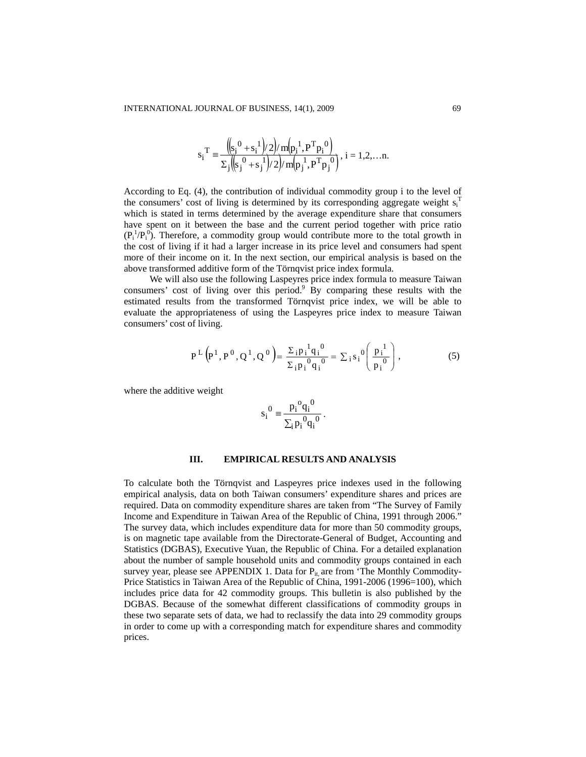$$s_i^T \equiv \frac{\left(\left(s_i^0 + s_i^1\right)/2\right)/m\left(p_i^1, P^T p_i^0\right)}{\Sigma_j \left(\left(s_j^0 + s_j^1\right)/2\right)/m\left(p_j^1, P^T p_j^0\right)}, \ i = 1,2,\ldots n.$$

According to Eq. (4), the contribution of individual commodity group i to the level of the consumers' cost of living is determined by its corresponding aggregate weight $s_i^T$ which is stated in terms determined by the average expenditure share that consumers have spent on it between the base and the current period together with price ratio ($P_i^1/P_i^0$). Therefore, a commodity group would contribute more to the total growth in the cost of living if it had a larger increase in its price level and consumers had spent more of their income on it. In the next section, our empirical analysis is based on the above transformed additive form of the Törnqvist price index formula.

We will also use the following Laspeyres price index formula to measure Taiwan consumers' cost of living over this period.[9] By comparing these results with the estimated results from the transformed Törnqvist price index, we will be able to evaluate the appropriateness of using the Laspeyres price index to measure Taiwan consumers' cost of living.

$$P^L\left(P^1, P^0, Q^1, Q^0\right) = \frac{\Sigma_i p_i^1 q_i^0}{\Sigma_i p_i^0 q_i^0} = \sum_i s_i^0 \left(\frac{p_i^1}{p_i^0}\right), \tag{5}$$

where the additive weight

$$s_i^0 \equiv \frac{p_i^o q_i^0}{\sum_i p_i^0 q_i^0}.$$

## III. EMPIRICAL RESULTS AND ANALYSIS

To calculate both the Törnqvist and Laspeyres price indexes used in the following empirical analysis, data on both Taiwan consumers' expenditure shares and prices are required. Data on commodity expenditure shares are taken from "The Survey of Family Income and Expenditure in Taiwan Area of the Republic of China, 1991 through 2006." The survey data, which includes expenditure data for more than 50 commodity groups, is on magnetic tape available from the Directorate-General of Budget, Accounting and Statistics (DGBAS), Executive Yuan, the Republic of China. For a detailed explanation about the number of sample household units and commodity groups contained in each survey year, please see APPENDIX 1. Data for $P_{it,}$ are from 'The Monthly Commodity-Price Statistics in Taiwan Area of the Republic of China, 1991-2006 (1996=100), which includes price data for 42 commodity groups. This bulletin is also published by the DGBAS. Because of the somewhat different classifications of commodity groups in these two separate sets of data, we had to reclassify the data into 29 commodity groups in order to come up with a corresponding match for expenditure shares and commodity prices.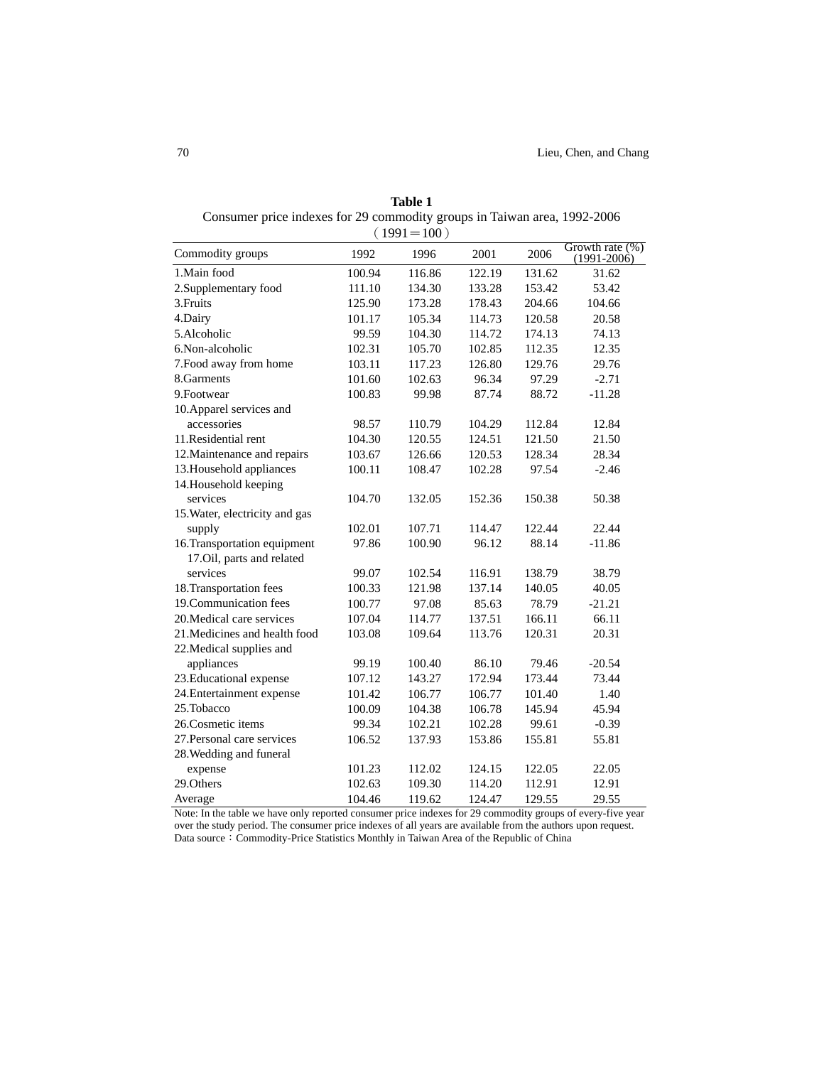**Table 1**

Consumer price indexes for 29 commodity groups in Taiwan area, 1992-2006

（1991＝100）

| Commodity groups | 1992 | 1996 | 2001 | 2006 | Growth rate (%) (1991-2006) |
|---|---|---|---|---|---|
| 1.Main food | 100.94 | 116.86 | 122.19 | 131.62 | 31.62 |
| 2.Supplementary food | 111.10 | 134.30 | 133.28 | 153.42 | 53.42 |
| 3.Fruits | 125.90 | 173.28 | 178.43 | 204.66 | 104.66 |
| 4.Dairy | 101.17 | 105.34 | 114.73 | 120.58 | 20.58 |
| 5.Alcoholic | 99.59 | 104.30 | 114.72 | 174.13 | 74.13 |
| 6.Non-alcoholic | 102.31 | 105.70 | 102.85 | 112.35 | 12.35 |
| 7.Food away from home | 103.11 | 117.23 | 126.80 | 129.76 | 29.76 |
| 8.Garments | 101.60 | 102.63 | 96.34 | 97.29 | -2.71 |
| 9.Footwear | 100.83 | 99.98 | 87.74 | 88.72 | -11.28 |
| 10.Apparel services and accessories | 98.57 | 110.79 | 104.29 | 112.84 | 12.84 |
| 11.Residential rent | 104.30 | 120.55 | 124.51 | 121.50 | 21.50 |
| 12.Maintenance and repairs | 103.67 | 126.66 | 120.53 | 128.34 | 28.34 |
| 13.Household appliances | 100.11 | 108.47 | 102.28 | 97.54 | -2.46 |
| 14.Household keeping services | 104.70 | 132.05 | 152.36 | 150.38 | 50.38 |
| 15.Water, electricity and gas supply | 102.01 | 107.71 | 114.47 | 122.44 | 22.44 |
| 16.Transportation equipment | 97.86 | 100.90 | 96.12 | 88.14 | -11.86 |
| 17.Oil, parts and related services | 99.07 | 102.54 | 116.91 | 138.79 | 38.79 |
| 18.Transportation fees | 100.33 | 121.98 | 137.14 | 140.05 | 40.05 |
| 19.Communication fees | 100.77 | 97.08 | 85.63 | 78.79 | -21.21 |
| 20.Medical care services | 107.04 | 114.77 | 137.51 | 166.11 | 66.11 |
| 21.Medicines and health food | 103.08 | 109.64 | 113.76 | 120.31 | 20.31 |
| 22.Medical supplies and appliances | 99.19 | 100.40 | 86.10 | 79.46 | -20.54 |
| 23.Educational expense | 107.12 | 143.27 | 172.94 | 173.44 | 73.44 |
| 24.Entertainment expense | 101.42 | 106.77 | 106.77 | 101.40 | 1.40 |
| 25.Tobacco | 100.09 | 104.38 | 106.78 | 145.94 | 45.94 |
| 26.Cosmetic items | 99.34 | 102.21 | 102.28 | 99.61 | -0.39 |
| 27.Personal care services | 106.52 | 137.93 | 153.86 | 155.81 | 55.81 |
| 28.Wedding and funeral expense | 101.23 | 112.02 | 124.15 | 122.05 | 22.05 |
| 29.Others | 102.63 | 109.30 | 114.20 | 112.91 | 12.91 |
| Average | 104.46 | 119.62 | 124.47 | 129.55 | 29.55 |

Note: In the table we have only reported consumer price indexes for 29 commodity groups of every-five year over the study period. The consumer price indexes of all years are available from the authors upon request.

Data source：Commodity-Price Statistics Monthly in Taiwan Area of the Republic of China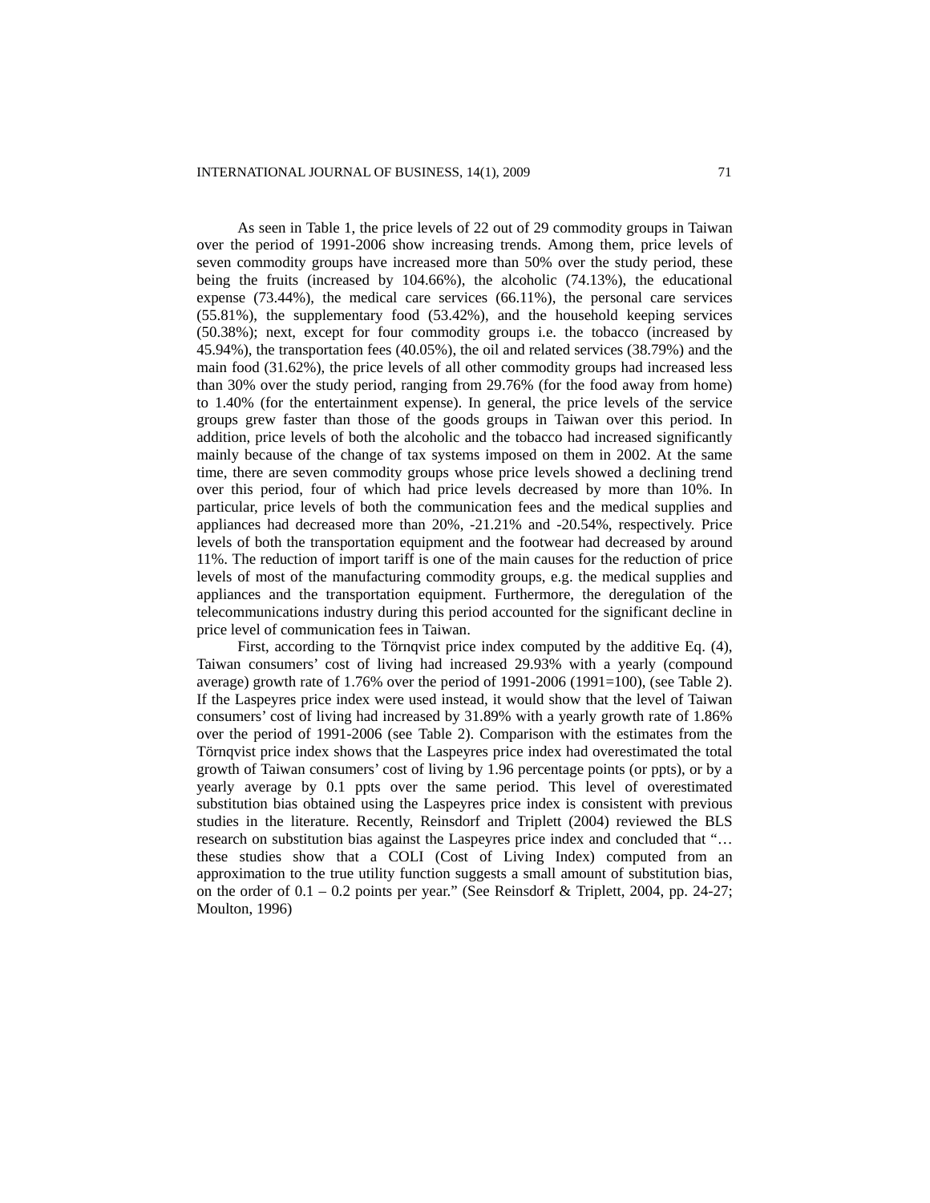As seen in Table 1, the price levels of 22 out of 29 commodity groups in Taiwan over the period of 1991-2006 show increasing trends. Among them, price levels of seven commodity groups have increased more than 50% over the study period, these being the fruits (increased by 104.66%), the alcoholic (74.13%), the educational expense (73.44%), the medical care services (66.11%), the personal care services (55.81%), the supplementary food (53.42%), and the household keeping services (50.38%); next, except for four commodity groups i.e. the tobacco (increased by 45.94%), the transportation fees (40.05%), the oil and related services (38.79%) and the main food (31.62%), the price levels of all other commodity groups had increased less than 30% over the study period, ranging from 29.76% (for the food away from home) to 1.40% (for the entertainment expense). In general, the price levels of the service groups grew faster than those of the goods groups in Taiwan over this period. In addition, price levels of both the alcoholic and the tobacco had increased significantly mainly because of the change of tax systems imposed on them in 2002. At the same time, there are seven commodity groups whose price levels showed a declining trend over this period, four of which had price levels decreased by more than 10%. In particular, price levels of both the communication fees and the medical supplies and appliances had decreased more than 20%, -21.21% and -20.54%, respectively. Price levels of both the transportation equipment and the footwear had decreased by around 11%. The reduction of import tariff is one of the main causes for the reduction of price levels of most of the manufacturing commodity groups, e.g. the medical supplies and appliances and the transportation equipment. Furthermore, the deregulation of the telecommunications industry during this period accounted for the significant decline in price level of communication fees in Taiwan.

First, according to the Törnqvist price index computed by the additive Eq. (4), Taiwan consumers' cost of living had increased 29.93% with a yearly (compound average) growth rate of 1.76% over the period of 1991-2006 (1991=100), (see Table 2). If the Laspeyres price index were used instead, it would show that the level of Taiwan consumers' cost of living had increased by 31.89% with a yearly growth rate of 1.86% over the period of 1991-2006 (see Table 2). Comparison with the estimates from the Törnqvist price index shows that the Laspeyres price index had overestimated the total growth of Taiwan consumers' cost of living by 1.96 percentage points (or ppts), or by a yearly average by 0.1 ppts over the same period. This level of overestimated substitution bias obtained using the Laspeyres price index is consistent with previous studies in the literature. Recently, Reinsdorf and Triplett (2004) reviewed the BLS research on substitution bias against the Laspeyres price index and concluded that "… these studies show that a COLI (Cost of Living Index) computed from an approximation to the true utility function suggests a small amount of substitution bias, on the order of 0.1 – 0.2 points per year." (See Reinsdorf & Triplett, 2004, pp. 24-27; Moulton, 1996)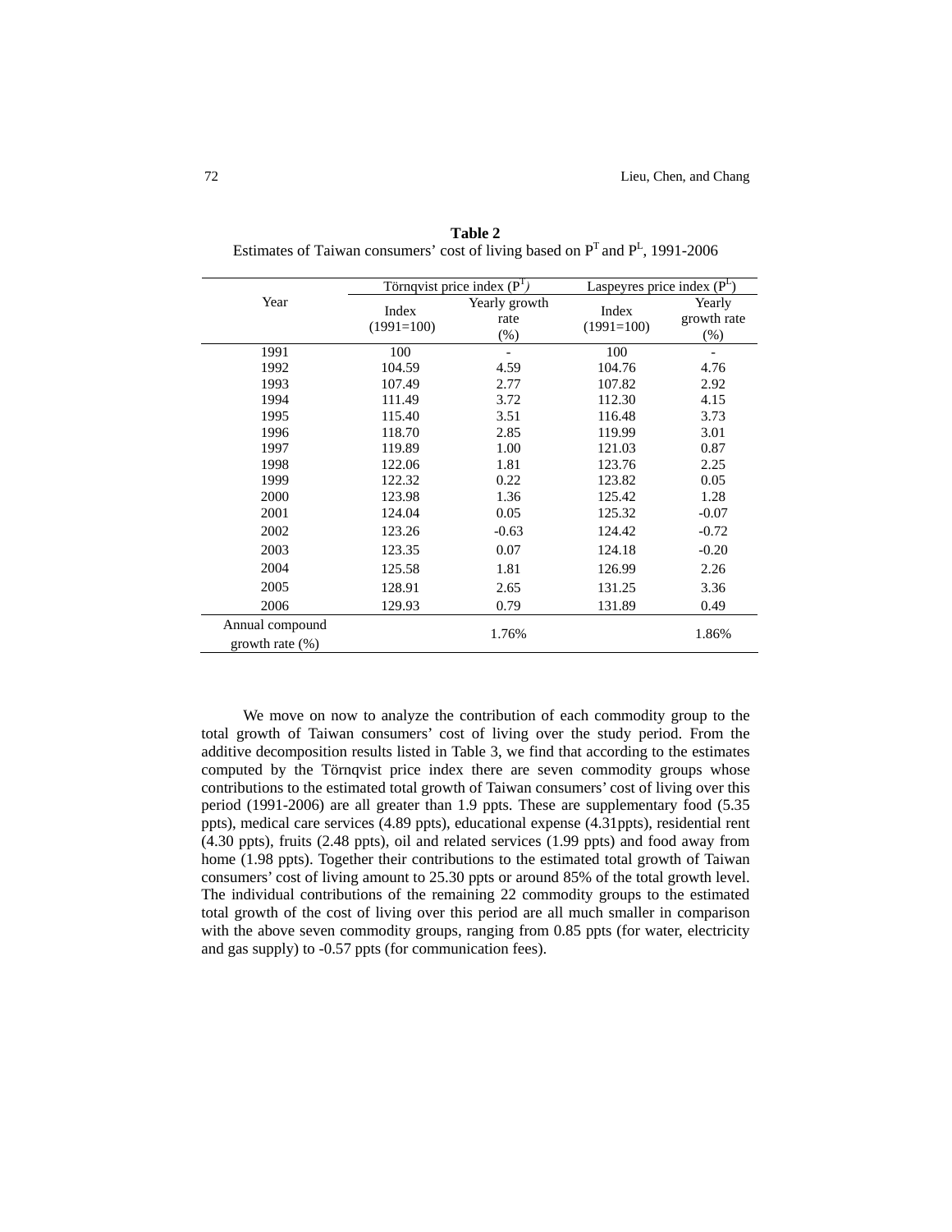**Table 2**

Estimates of Taiwan consumers' cost of living based on $P^T$ and $P^L$, 1991-2006

| Year | Törnqvist price index ($P^T$) | | Laspeyres price index ($P^L$) | |
|---|---|---|---|---|
| | Index (1991=100) | Yearly growth rate (%) | Index (1991=100) | Yearly growth rate (%) |
| 1991 | 100 | - | 100 | - |
| 1992 | 104.59 | 4.59 | 104.76 | 4.76 |
| 1993 | 107.49 | 2.77 | 107.82 | 2.92 |
| 1994 | 111.49 | 3.72 | 112.30 | 4.15 |
| 1995 | 115.40 | 3.51 | 116.48 | 3.73 |
| 1996 | 118.70 | 2.85 | 119.99 | 3.01 |
| 1997 | 119.89 | 1.00 | 121.03 | 0.87 |
| 1998 | 122.06 | 1.81 | 123.76 | 2.25 |
| 1999 | 122.32 | 0.22 | 123.82 | 0.05 |
| 2000 | 123.98 | 1.36 | 125.42 | 1.28 |
| 2001 | 124.04 | 0.05 | 125.32 | -0.07 |
| 2002 | 123.26 | -0.63 | 124.42 | -0.72 |
| 2003 | 123.35 | 0.07 | 124.18 | -0.20 |
| 2004 | 125.58 | 1.81 | 126.99 | 2.26 |
| 2005 | 128.91 | 2.65 | 131.25 | 3.36 |
| 2006 | 129.93 | 0.79 | 131.89 | 0.49 |
| Annual compound growth rate (%) | | 1.76% | | 1.86% |

We move on now to analyze the contribution of each commodity group to the total growth of Taiwan consumers' cost of living over the study period. From the additive decomposition results listed in Table 3, we find that according to the estimates computed by the Törnqvist price index there are seven commodity groups whose contributions to the estimated total growth of Taiwan consumers' cost of living over this period (1991-2006) are all greater than 1.9 ppts. These are supplementary food (5.35 ppts), medical care services (4.89 ppts), educational expense (4.31ppts), residential rent (4.30 ppts), fruits (2.48 ppts), oil and related services (1.99 ppts) and food away from home (1.98 ppts). Together their contributions to the estimated total growth of Taiwan consumers' cost of living amount to 25.30 ppts or around 85% of the total growth level. The individual contributions of the remaining 22 commodity groups to the estimated total growth of the cost of living over this period are all much smaller in comparison with the above seven commodity groups, ranging from 0.85 ppts (for water, electricity and gas supply) to -0.57 ppts (for communication fees).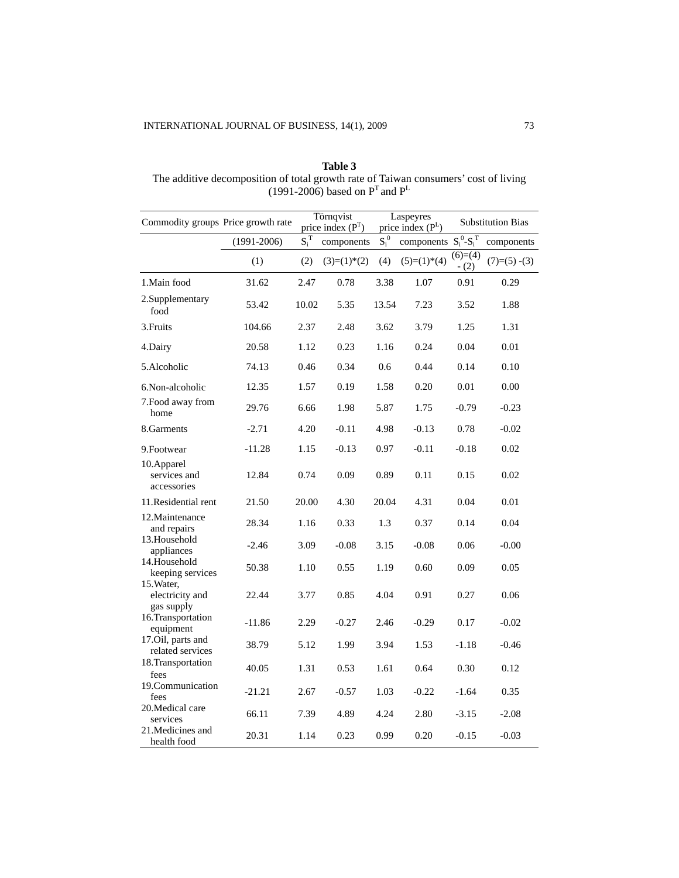**Table 3**
The additive decomposition of total growth rate of Taiwan consumers' cost of living (1991-2006) based on $P^T$ and $P^L$

| Commodity groups | Price growth rate | Törnqvist price index ($P^T$) | | Laspeyres price index ($P^L$) | | Substitution Bias | |
|---|---|---|---|---|---|---|---|
| | (1991-2006) | $S_i^T$ | components | $S_i^0$ | components | $S_i^0$-$S_i^T$ | components |
| | (1) | (2) | (3)=(1)*(2) | (4) | (5)=(1)*(4) | (6)=(4) - (2) | (7)=(5) -(3) |
| 1.Main food | 31.62 | 2.47 | 0.78 | 3.38 | 1.07 | 0.91 | 0.29 |
| 2.Supplementary food | 53.42 | 10.02 | 5.35 | 13.54 | 7.23 | 3.52 | 1.88 |
| 3.Fruits | 104.66 | 2.37 | 2.48 | 3.62 | 3.79 | 1.25 | 1.31 |
| 4.Dairy | 20.58 | 1.12 | 0.23 | 1.16 | 0.24 | 0.04 | 0.01 |
| 5.Alcoholic | 74.13 | 0.46 | 0.34 | 0.6 | 0.44 | 0.14 | 0.10 |
| 6.Non-alcoholic | 12.35 | 1.57 | 0.19 | 1.58 | 0.20 | 0.01 | 0.00 |
| 7.Food away from home | 29.76 | 6.66 | 1.98 | 5.87 | 1.75 | -0.79 | -0.23 |
| 8.Garments | -2.71 | 4.20 | -0.11 | 4.98 | -0.13 | 0.78 | -0.02 |
| 9.Footwear | -11.28 | 1.15 | -0.13 | 0.97 | -0.11 | -0.18 | 0.02 |
| 10.Apparel services and accessories | 12.84 | 0.74 | 0.09 | 0.89 | 0.11 | 0.15 | 0.02 |
| 11.Residential rent | 21.50 | 20.00 | 4.30 | 20.04 | 4.31 | 0.04 | 0.01 |
| 12.Maintenance and repairs | 28.34 | 1.16 | 0.33 | 1.3 | 0.37 | 0.14 | 0.04 |
| 13.Household appliances | -2.46 | 3.09 | -0.08 | 3.15 | -0.08 | 0.06 | -0.00 |
| 14.Household keeping services | 50.38 | 1.10 | 0.55 | 1.19 | 0.60 | 0.09 | 0.05 |
| 15.Water, electricity and gas supply | 22.44 | 3.77 | 0.85 | 4.04 | 0.91 | 0.27 | 0.06 |
| 16.Transportation equipment | -11.86 | 2.29 | -0.27 | 2.46 | -0.29 | 0.17 | -0.02 |
| 17.Oil, parts and related services | 38.79 | 5.12 | 1.99 | 3.94 | 1.53 | -1.18 | -0.46 |
| 18.Transportation fees | 40.05 | 1.31 | 0.53 | 1.61 | 0.64 | 0.30 | 0.12 |
| 19.Communication fees | -21.21 | 2.67 | -0.57 | 1.03 | -0.22 | -1.64 | 0.35 |
| 20.Medical care services | 66.11 | 7.39 | 4.89 | 4.24 | 2.80 | -3.15 | -2.08 |
| 21.Medicines and health food | 20.31 | 1.14 | 0.23 | 0.99 | 0.20 | -0.15 | -0.03 |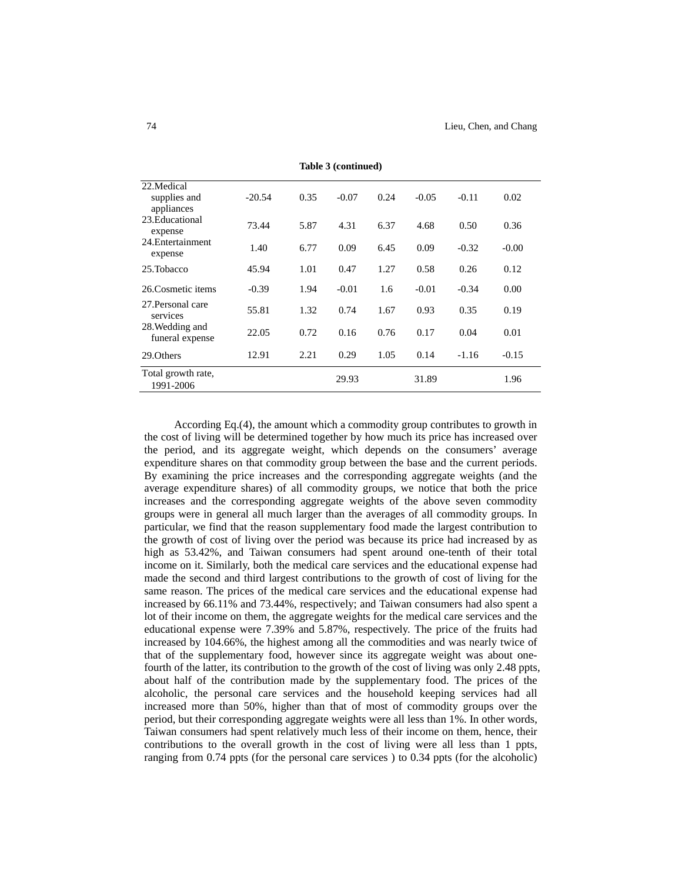**Table 3 (continued)**

| | | | | | | | |
|---|---|---|---|---|---|---|---|
| 22.Medical supplies and appliances | -20.54 | 0.35 | -0.07 | 0.24 | -0.05 | -0.11 | 0.02 |
| 23.Educational expense | 73.44 | 5.87 | 4.31 | 6.37 | 4.68 | 0.50 | 0.36 |
| 24.Entertainment expense | 1.40 | 6.77 | 0.09 | 6.45 | 0.09 | -0.32 | -0.00 |
| 25.Tobacco | 45.94 | 1.01 | 0.47 | 1.27 | 0.58 | 0.26 | 0.12 |
| 26.Cosmetic items | -0.39 | 1.94 | -0.01 | 1.6 | -0.01 | -0.34 | 0.00 |
| 27.Personal care services | 55.81 | 1.32 | 0.74 | 1.67 | 0.93 | 0.35 | 0.19 |
| 28.Wedding and funeral expense | 22.05 | 0.72 | 0.16 | 0.76 | 0.17 | 0.04 | 0.01 |
| 29.Others | 12.91 | 2.21 | 0.29 | 1.05 | 0.14 | -1.16 | -0.15 |
| Total growth rate, 1991-2006 | | | 29.93 | | 31.89 | | 1.96 |

According Eq.(4), the amount which a commodity group contributes to growth in the cost of living will be determined together by how much its price has increased over the period, and its aggregate weight, which depends on the consumers' average expenditure shares on that commodity group between the base and the current periods. By examining the price increases and the corresponding aggregate weights (and the average expenditure shares) of all commodity groups, we notice that both the price increases and the corresponding aggregate weights of the above seven commodity groups were in general all much larger than the averages of all commodity groups. In particular, we find that the reason supplementary food made the largest contribution to the growth of cost of living over the period was because its price had increased by as high as 53.42%, and Taiwan consumers had spent around one-tenth of their total income on it. Similarly, both the medical care services and the educational expense had made the second and third largest contributions to the growth of cost of living for the same reason. The prices of the medical care services and the educational expense had increased by 66.11% and 73.44%, respectively; and Taiwan consumers had also spent a lot of their income on them, the aggregate weights for the medical care services and the educational expense were 7.39% and 5.87%, respectively. The price of the fruits had increased by 104.66%, the highest among all the commodities and was nearly twice of that of the supplementary food, however since its aggregate weight was about one-fourth of the latter, its contribution to the growth of the cost of living was only 2.48 ppts, about half of the contribution made by the supplementary food. The prices of the alcoholic, the personal care services and the household keeping services had all increased more than 50%, higher than that of most of commodity groups over the period, but their corresponding aggregate weights were all less than 1%. In other words, Taiwan consumers had spent relatively much less of their income on them, hence, their contributions to the overall growth in the cost of living were all less than 1 ppts, ranging from 0.74 ppts (for the personal care services ) to 0.34 ppts (for the alcoholic)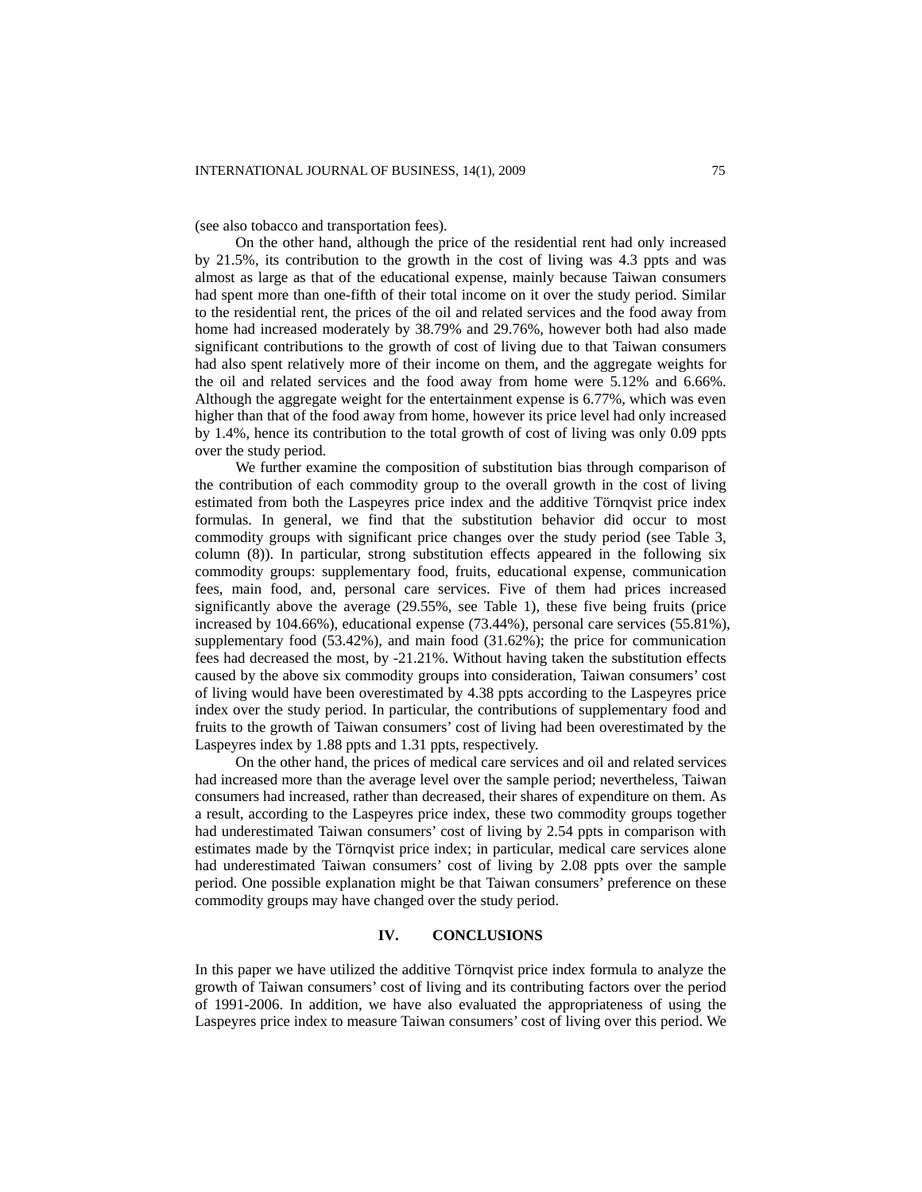(see also tobacco and transportation fees).

On the other hand, although the price of the residential rent had only increased by 21.5%, its contribution to the growth in the cost of living was 4.3 ppts and was almost as large as that of the educational expense, mainly because Taiwan consumers had spent more than one-fifth of their total income on it over the study period. Similar to the residential rent, the prices of the oil and related services and the food away from home had increased moderately by 38.79% and 29.76%, however both had also made significant contributions to the growth of cost of living due to that Taiwan consumers had also spent relatively more of their income on them, and the aggregate weights for the oil and related services and the food away from home were 5.12% and 6.66%. Although the aggregate weight for the entertainment expense is 6.77%, which was even higher than that of the food away from home, however its price level had only increased by 1.4%, hence its contribution to the total growth of cost of living was only 0.09 ppts over the study period.

We further examine the composition of substitution bias through comparison of the contribution of each commodity group to the overall growth in the cost of living estimated from both the Laspeyres price index and the additive Törnqvist price index formulas. In general, we find that the substitution behavior did occur to most commodity groups with significant price changes over the study period (see Table 3, column (8)). In particular, strong substitution effects appeared in the following six commodity groups: supplementary food, fruits, educational expense, communication fees, main food, and, personal care services. Five of them had prices increased significantly above the average (29.55%, see Table 1), these five being fruits (price increased by 104.66%), educational expense (73.44%), personal care services (55.81%), supplementary food (53.42%), and main food (31.62%); the price for communication fees had decreased the most, by -21.21%. Without having taken the substitution effects caused by the above six commodity groups into consideration, Taiwan consumers' cost of living would have been overestimated by 4.38 ppts according to the Laspeyres price index over the study period. In particular, the contributions of supplementary food and fruits to the growth of Taiwan consumers' cost of living had been overestimated by the Laspeyres index by 1.88 ppts and 1.31 ppts, respectively.

On the other hand, the prices of medical care services and oil and related services had increased more than the average level over the sample period; nevertheless, Taiwan consumers had increased, rather than decreased, their shares of expenditure on them. As a result, according to the Laspeyres price index, these two commodity groups together had underestimated Taiwan consumers' cost of living by 2.54 ppts in comparison with estimates made by the Törnqvist price index; in particular, medical care services alone had underestimated Taiwan consumers' cost of living by 2.08 ppts over the sample period. One possible explanation might be that Taiwan consumers' preference on these commodity groups may have changed over the study period.

## IV. CONCLUSIONS

In this paper we have utilized the additive Törnqvist price index formula to analyze the growth of Taiwan consumers' cost of living and its contributing factors over the period of 1991-2006. In addition, we have also evaluated the appropriateness of using the Laspeyres price index to measure Taiwan consumers' cost of living over this period. We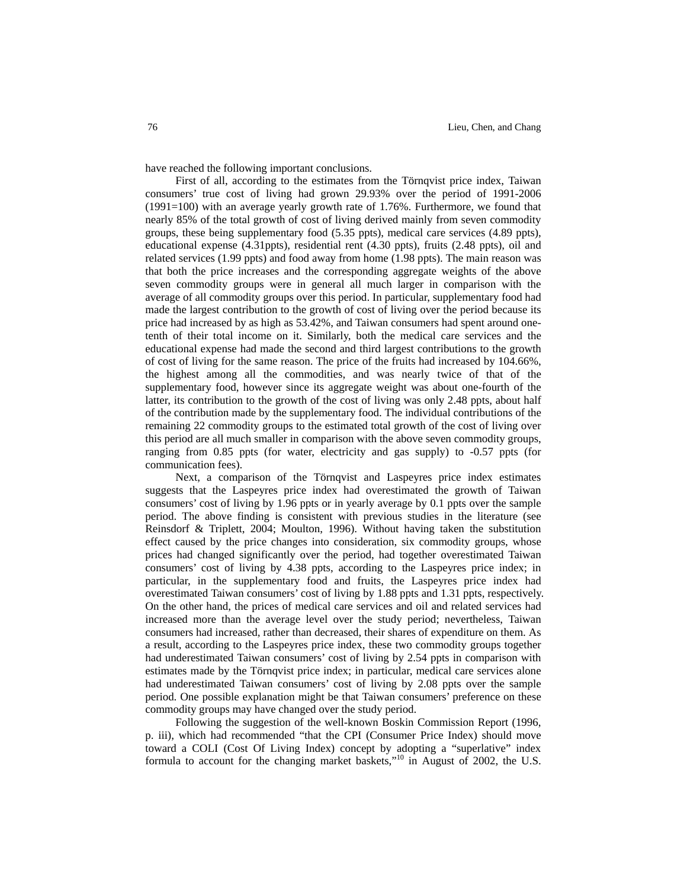have reached the following important conclusions.

First of all, according to the estimates from the Törnqvist price index, Taiwan consumers' true cost of living had grown 29.93% over the period of 1991-2006 (1991=100) with an average yearly growth rate of 1.76%. Furthermore, we found that nearly 85% of the total growth of cost of living derived mainly from seven commodity groups, these being supplementary food (5.35 ppts), medical care services (4.89 ppts), educational expense (4.31ppts), residential rent (4.30 ppts), fruits (2.48 ppts), oil and related services (1.99 ppts) and food away from home (1.98 ppts). The main reason was that both the price increases and the corresponding aggregate weights of the above seven commodity groups were in general all much larger in comparison with the average of all commodity groups over this period. In particular, supplementary food had made the largest contribution to the growth of cost of living over the period because its price had increased by as high as 53.42%, and Taiwan consumers had spent around one-tenth of their total income on it. Similarly, both the medical care services and the educational expense had made the second and third largest contributions to the growth of cost of living for the same reason. The price of the fruits had increased by 104.66%, the highest among all the commodities, and was nearly twice of that of the supplementary food, however since its aggregate weight was about one-fourth of the latter, its contribution to the growth of the cost of living was only 2.48 ppts, about half of the contribution made by the supplementary food. The individual contributions of the remaining 22 commodity groups to the estimated total growth of the cost of living over this period are all much smaller in comparison with the above seven commodity groups, ranging from 0.85 ppts (for water, electricity and gas supply) to -0.57 ppts (for communication fees).

Next, a comparison of the Törnqvist and Laspeyres price index estimates suggests that the Laspeyres price index had overestimated the growth of Taiwan consumers' cost of living by 1.96 ppts or in yearly average by 0.1 ppts over the sample period. The above finding is consistent with previous studies in the literature (see Reinsdorf & Triplett, 2004; Moulton, 1996). Without having taken the substitution effect caused by the price changes into consideration, six commodity groups, whose prices had changed significantly over the period, had together overestimated Taiwan consumers' cost of living by 4.38 ppts, according to the Laspeyres price index; in particular, in the supplementary food and fruits, the Laspeyres price index had overestimated Taiwan consumers' cost of living by 1.88 ppts and 1.31 ppts, respectively. On the other hand, the prices of medical care services and oil and related services had increased more than the average level over the study period; nevertheless, Taiwan consumers had increased, rather than decreased, their shares of expenditure on them. As a result, according to the Laspeyres price index, these two commodity groups together had underestimated Taiwan consumers' cost of living by 2.54 ppts in comparison with estimates made by the Törnqvist price index; in particular, medical care services alone had underestimated Taiwan consumers' cost of living by 2.08 ppts over the sample period. One possible explanation might be that Taiwan consumers' preference on these commodity groups may have changed over the study period.

Following the suggestion of the well-known Boskin Commission Report (1996, p. iii), which had recommended "that the CPI (Consumer Price Index) should move toward a COLI (Cost Of Living Index) concept by adopting a "superlative" index formula to account for the changing market baskets,"[10] in August of 2002, the U.S.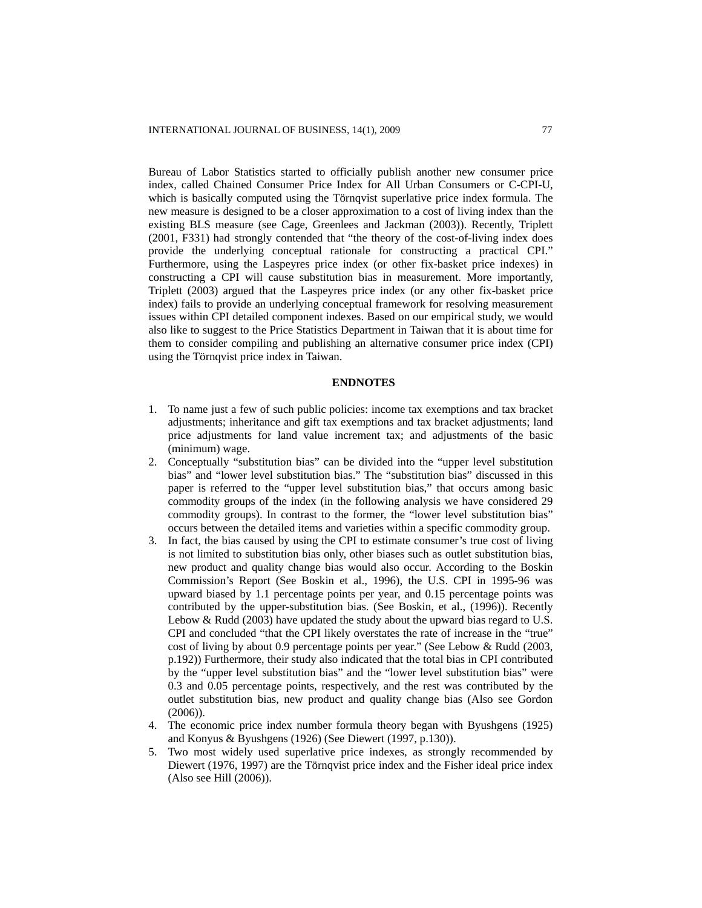Bureau of Labor Statistics started to officially publish another new consumer price index, called Chained Consumer Price Index for All Urban Consumers or C-CPI-U, which is basically computed using the Törnqvist superlative price index formula. The new measure is designed to be a closer approximation to a cost of living index than the existing BLS measure (see Cage, Greenlees and Jackman (2003)). Recently, Triplett (2001, F331) had strongly contended that "the theory of the cost-of-living index does provide the underlying conceptual rationale for constructing a practical CPI." Furthermore, using the Laspeyres price index (or other fix-basket price indexes) in constructing a CPI will cause substitution bias in measurement. More importantly, Triplett (2003) argued that the Laspeyres price index (or any other fix-basket price index) fails to provide an underlying conceptual framework for resolving measurement issues within CPI detailed component indexes. Based on our empirical study, we would also like to suggest to the Price Statistics Department in Taiwan that it is about time for them to consider compiling and publishing an alternative consumer price index (CPI) using the Törnqvist price index in Taiwan.

## ENDNOTES

1. To name just a few of such public policies: income tax exemptions and tax bracket adjustments; inheritance and gift tax exemptions and tax bracket adjustments; land price adjustments for land value increment tax; and adjustments of the basic (minimum) wage.
2. Conceptually "substitution bias" can be divided into the "upper level substitution bias" and "lower level substitution bias." The "substitution bias" discussed in this paper is referred to the "upper level substitution bias," that occurs among basic commodity groups of the index (in the following analysis we have considered 29 commodity groups). In contrast to the former, the "lower level substitution bias" occurs between the detailed items and varieties within a specific commodity group.
3. In fact, the bias caused by using the CPI to estimate consumer's true cost of living is not limited to substitution bias only, other biases such as outlet substitution bias, new product and quality change bias would also occur. According to the Boskin Commission's Report (See Boskin et al., 1996), the U.S. CPI in 1995-96 was upward biased by 1.1 percentage points per year, and 0.15 percentage points was contributed by the upper-substitution bias. (See Boskin, et al., (1996)). Recently Lebow & Rudd (2003) have updated the study about the upward bias regard to U.S. CPI and concluded "that the CPI likely overstates the rate of increase in the "true" cost of living by about 0.9 percentage points per year." (See Lebow & Rudd (2003, p.192)) Furthermore, their study also indicated that the total bias in CPI contributed by the "upper level substitution bias" and the "lower level substitution bias" were 0.3 and 0.05 percentage points, respectively, and the rest was contributed by the outlet substitution bias, new product and quality change bias (Also see Gordon (2006)).
4. The economic price index number formula theory began with Byushgens (1925) and Konyus & Byushgens (1926) (See Diewert (1997, p.130)).
5. Two most widely used superlative price indexes, as strongly recommended by Diewert (1976, 1997) are the Törnqvist price index and the Fisher ideal price index (Also see Hill (2006)).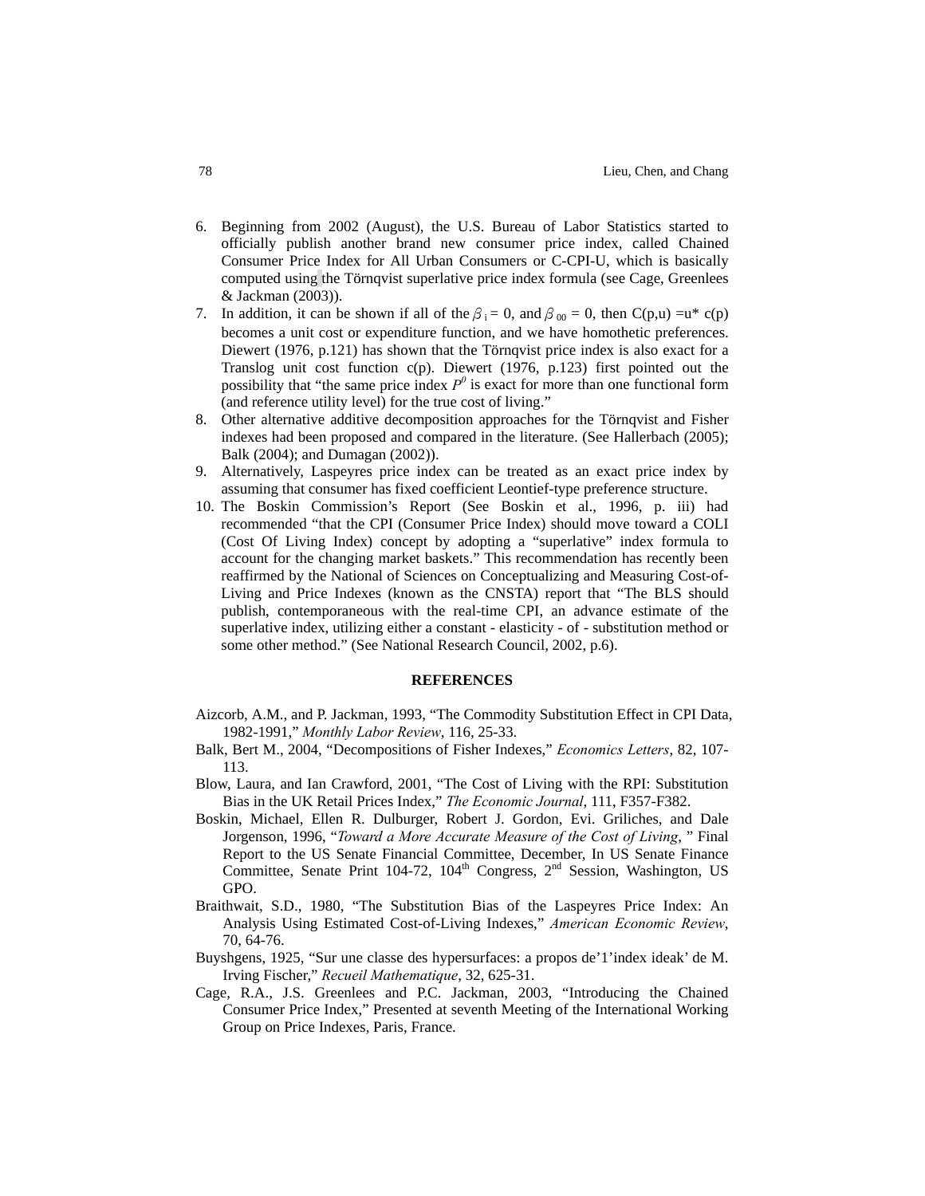6. Beginning from 2002 (August), the U.S. Bureau of Labor Statistics started to officially publish another brand new consumer price index, called Chained Consumer Price Index for All Urban Consumers or C-CPI-U, which is basically computed using the Törnqvist superlative price index formula (see Cage, Greenlees & Jackman (2003)).
7. In addition, it can be shown if all of the $\beta_i = 0$, and $\beta_{00} = 0$, then C(p,u) =u* c(p) becomes a unit cost or expenditure function, and we have homothetic preferences. Diewert (1976, p.121) has shown that the Törnqvist price index is also exact for a Translog unit cost function c(p). Diewert (1976, p.123) first pointed out the possibility that "the same price index $P^0$ is exact for more than one functional form (and reference utility level) for the true cost of living."
8. Other alternative additive decomposition approaches for the Törnqvist and Fisher indexes had been proposed and compared in the literature. (See Hallerbach (2005); Balk (2004); and Dumagan (2002)).
9. Alternatively, Laspeyres price index can be treated as an exact price index by assuming that consumer has fixed coefficient Leontief-type preference structure.
10. The Boskin Commission's Report (See Boskin et al., 1996, p. iii) had recommended "that the CPI (Consumer Price Index) should move toward a COLI (Cost Of Living Index) concept by adopting a "superlative" index formula to account for the changing market baskets." This recommendation has recently been reaffirmed by the National of Sciences on Conceptualizing and Measuring Cost-of-Living and Price Indexes (known as the CNSTA) report that "The BLS should publish, contemporaneous with the real-time CPI, an advance estimate of the superlative index, utilizing either a constant - elasticity - of - substitution method or some other method." (See National Research Council, 2002, p.6).

## REFERENCES

Aizcorb, A.M., and P. Jackman, 1993, "The Commodity Substitution Effect in CPI Data, 1982-1991," *Monthly Labor Review*, 116, 25-33.

Balk, Bert M., 2004, "Decompositions of Fisher Indexes," *Economics Letters*, 82, 107-113.

Blow, Laura, and Ian Crawford, 2001, "The Cost of Living with the RPI: Substitution Bias in the UK Retail Prices Index," *The Economic Journal*, 111, F357-F382.

Boskin, Michael, Ellen R. Dulburger, Robert J. Gordon, Evi. Griliches, and Dale Jorgenson, 1996, "*Toward a More Accurate Measure of the Cost of Living*, " Final Report to the US Senate Financial Committee, December, In US Senate Finance Committee, Senate Print 104-72, 104th Congress, 2nd Session, Washington, US GPO.

Braithwait, S.D., 1980, "The Substitution Bias of the Laspeyres Price Index: An Analysis Using Estimated Cost-of-Living Indexes," *American Economic Review*, 70, 64-76.

Buyshgens, 1925, "Sur une classe des hypersurfaces: a propos de'1'index ideak' de M. Irving Fischer," *Recueil Mathematique*, 32, 625-31.

Cage, R.A., J.S. Greenlees and P.C. Jackman, 2003, "Introducing the Chained Consumer Price Index," Presented at seventh Meeting of the International Working Group on Price Indexes, Paris, France.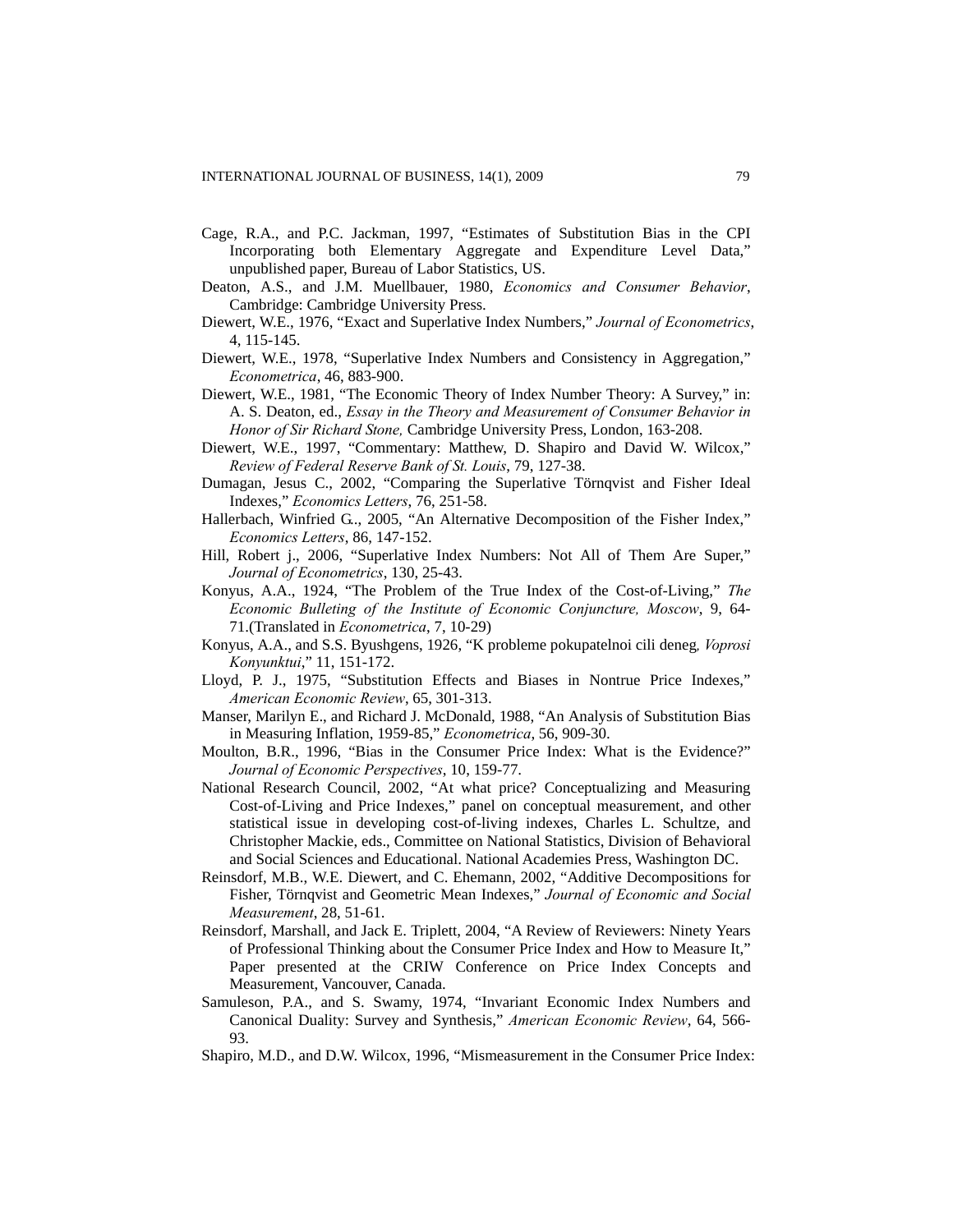Cage, R.A., and P.C. Jackman, 1997, "Estimates of Substitution Bias in the CPI Incorporating both Elementary Aggregate and Expenditure Level Data," unpublished paper, Bureau of Labor Statistics, US.

Deaton, A.S., and J.M. Muellbauer, 1980, *Economics and Consumer Behavior*, Cambridge: Cambridge University Press.

Diewert, W.E., 1976, "Exact and Superlative Index Numbers," *Journal of Econometrics*, 4, 115-145.

Diewert, W.E., 1978, "Superlative Index Numbers and Consistency in Aggregation," *Econometrica*, 46, 883-900.

Diewert, W.E., 1981, "The Economic Theory of Index Number Theory: A Survey," in: A. S. Deaton, ed., *Essay in the Theory and Measurement of Consumer Behavior in Honor of Sir Richard Stone,* Cambridge University Press, London, 163-208.

Diewert, W.E., 1997, "Commentary: Matthew, D. Shapiro and David W. Wilcox," *Review of Federal Reserve Bank of St. Louis*, 79, 127-38.

Dumagan, Jesus C., 2002, "Comparing the Superlative Törnqvist and Fisher Ideal Indexes," *Economics Letters*, 76, 251-58.

Hallerbach, Winfried G.., 2005, "An Alternative Decomposition of the Fisher Index," *Economics Letters*, 86, 147-152.

Hill, Robert j., 2006, "Superlative Index Numbers: Not All of Them Are Super," *Journal of Econometrics*, 130, 25-43.

Konyus, A.A., 1924, "The Problem of the True Index of the Cost-of-Living," *The Economic Bulleting of the Institute of Economic Conjuncture, Moscow*, 9, 64-71.(Translated in *Econometrica*, 7, 10-29)

Konyus, A.A., and S.S. Byushgens, 1926, "K probleme pokupatelnoi cili deneg*, Voprosi Konyunktui*," 11, 151-172.

Lloyd, P. J., 1975, "Substitution Effects and Biases in Nontrue Price Indexes," *American Economic Review*, 65, 301-313.

Manser, Marilyn E., and Richard J. McDonald, 1988, "An Analysis of Substitution Bias in Measuring Inflation, 1959-85," *Econometrica*, 56, 909-30.

Moulton, B.R., 1996, "Bias in the Consumer Price Index: What is the Evidence?" *Journal of Economic Perspectives*, 10, 159-77.

National Research Council, 2002, "At what price? Conceptualizing and Measuring Cost-of-Living and Price Indexes," panel on conceptual measurement, and other statistical issue in developing cost-of-living indexes, Charles L. Schultze, and Christopher Mackie, eds., Committee on National Statistics, Division of Behavioral and Social Sciences and Educational. National Academies Press, Washington DC.

Reinsdorf, M.B., W.E. Diewert, and C. Ehemann, 2002, "Additive Decompositions for Fisher, Törnqvist and Geometric Mean Indexes," *Journal of Economic and Social Measurement*, 28, 51-61.

Reinsdorf, Marshall, and Jack E. Triplett, 2004, "A Review of Reviewers: Ninety Years of Professional Thinking about the Consumer Price Index and How to Measure It," Paper presented at the CRIW Conference on Price Index Concepts and Measurement, Vancouver, Canada.

Samuleson, P.A., and S. Swamy, 1974, "Invariant Economic Index Numbers and Canonical Duality: Survey and Synthesis," *American Economic Review*, 64, 566-93.

Shapiro, M.D., and D.W. Wilcox, 1996, "Mismeasurement in the Consumer Price Index: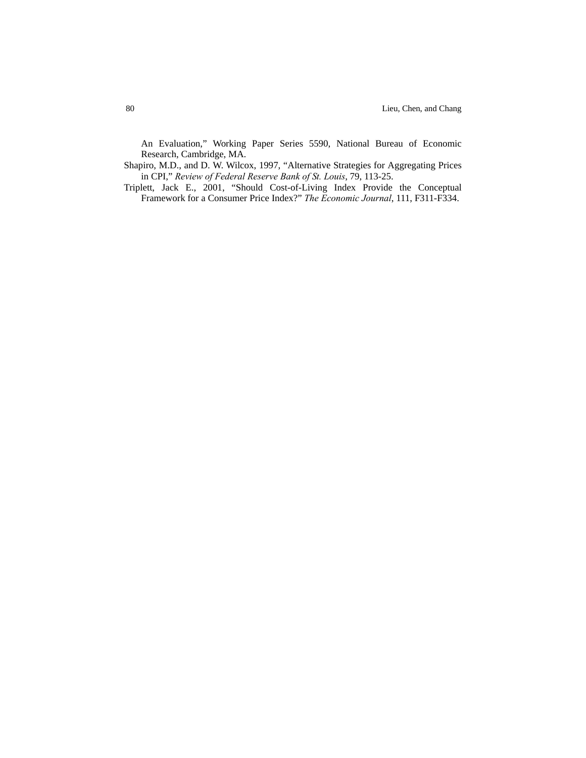An Evaluation," Working Paper Series 5590, National Bureau of Economic Research, Cambridge, MA.

Shapiro, M.D., and D. W. Wilcox, 1997, "Alternative Strategies for Aggregating Prices in CPI," *Review of Federal Reserve Bank of St. Louis*, 79, 113-25.

Triplett, Jack E., 2001, "Should Cost-of-Living Index Provide the Conceptual Framework for a Consumer Price Index?" *The Economic Journal*, 111, F311-F334.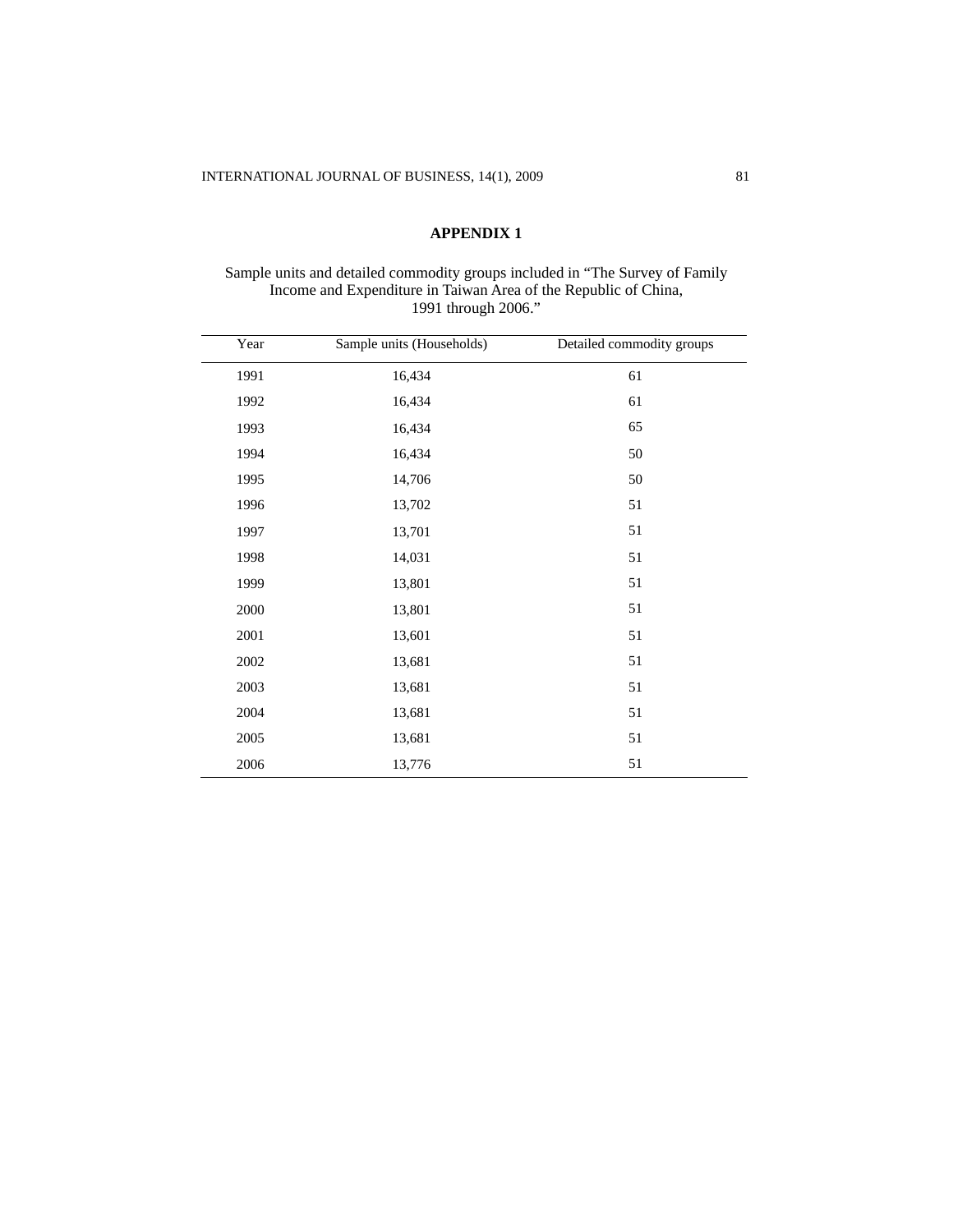## APPENDIX 1

Sample units and detailed commodity groups included in "The Survey of Family Income and Expenditure in Taiwan Area of the Republic of China, 1991 through 2006."

| Year | Sample units (Households) | Detailed commodity groups |
|---|---|---|
| 1991 | 16,434 | 61 |
| 1992 | 16,434 | 61 |
| 1993 | 16,434 | 65 |
| 1994 | 16,434 | 50 |
| 1995 | 14,706 | 50 |
| 1996 | 13,702 | 51 |
| 1997 | 13,701 | 51 |
| 1998 | 14,031 | 51 |
| 1999 | 13,801 | 51 |
| 2000 | 13,801 | 51 |
| 2001 | 13,601 | 51 |
| 2002 | 13,681 | 51 |
| 2003 | 13,681 | 51 |
| 2004 | 13,681 | 51 |
| 2005 | 13,681 | 51 |
| 2006 | 13,776 | 51 |